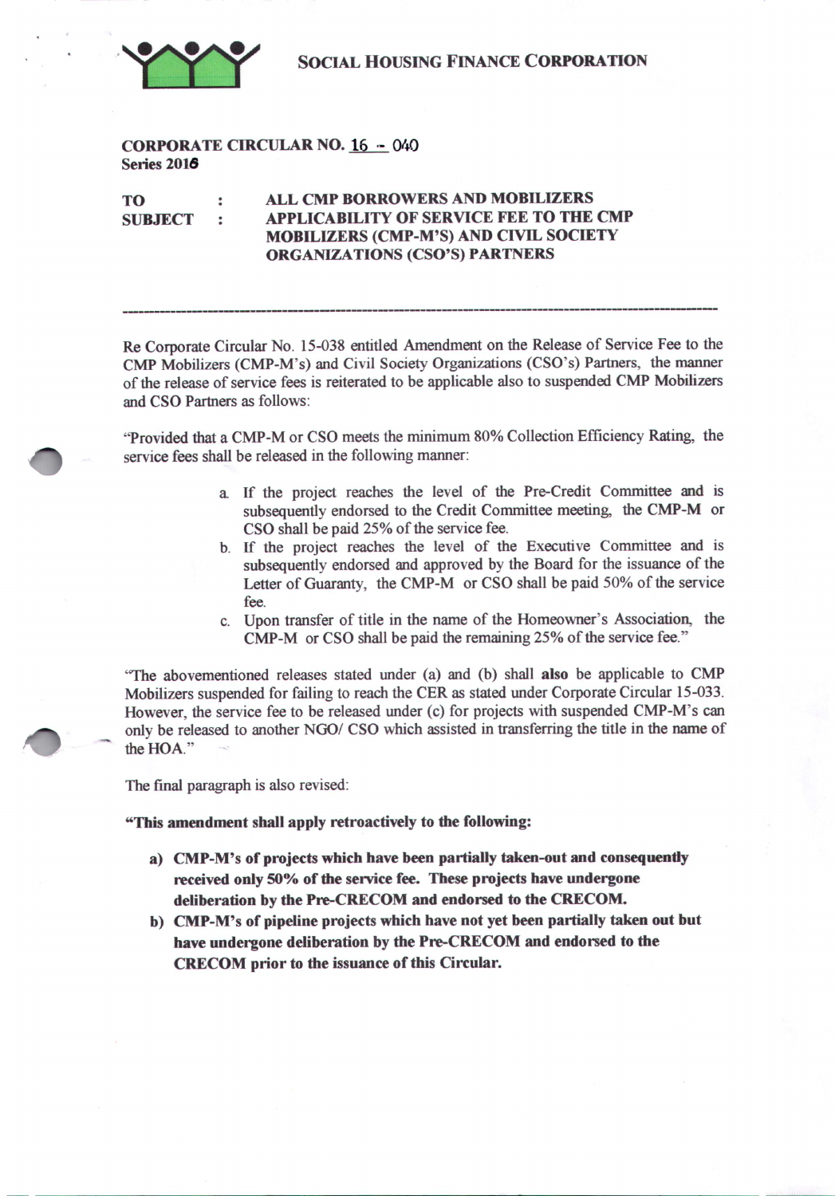**SOCIAL HOUSING FINANCE CORPORATION**

**CORPORATE CIRCULAR NO. 16 - 040**
**Series 2016**

| | | |
|---|---|---|
| **TO** | **:** | **ALL CMP BORROWERS AND MOBILIZERS** |
| **SUBJECT** | **:** | **APPLICABILITY OF SERVICE FEE TO THE CMP MOBILIZERS (CMP-M'S) AND CIVIL SOCIETY ORGANIZATIONS (CSO'S) PARTNERS** |

---

Re Corporate Circular No. 15-038 entitled Amendment on the Release of Service Fee to the CMP Mobilizers (CMP-M's) and Civil Society Organizations (CSO's) Partners, the manner of the release of service fees is reiterated to be applicable also to suspended CMP Mobilizers and CSO Partners as follows:

"Provided that a CMP-M or CSO meets the minimum 80% Collection Efficiency Rating, the service fees shall be released in the following manner:

a. If the project reaches the level of the Pre-Credit Committee and is subsequently endorsed to the Credit Committee meeting, the CMP-M or CSO shall be paid 25% of the service fee.
b. If the project reaches the level of the Executive Committee and is subsequently endorsed and approved by the Board for the issuance of the Letter of Guaranty, the CMP-M or CSO shall be paid 50% of the service fee.
c. Upon transfer of title in the name of the Homeowner's Association, the CMP-M or CSO shall be paid the remaining 25% of the service fee."

"The abovementioned releases stated under (a) and (b) shall **also** be applicable to CMP Mobilizers suspended for failing to reach the CER as stated under Corporate Circular 15-033. However, the service fee to be released under (c) for projects with suspended CMP-M's can only be released to another NGO/ CSO which assisted in transferring the title in the name of the HOA."

The final paragraph is also revised:

**"This amendment shall apply retroactively to the following:**

**a) CMP-M's of projects which have been partially taken-out and consequently received only 50% of the service fee. These projects have undergone deliberation by the Pre-CRECOM and endorsed to the CRECOM.**

**b) CMP-M's of pipeline projects which have not yet been partially taken out but have undergone deliberation by the Pre-CRECOM and endorsed to the CRECOM prior to the issuance of this Circular.**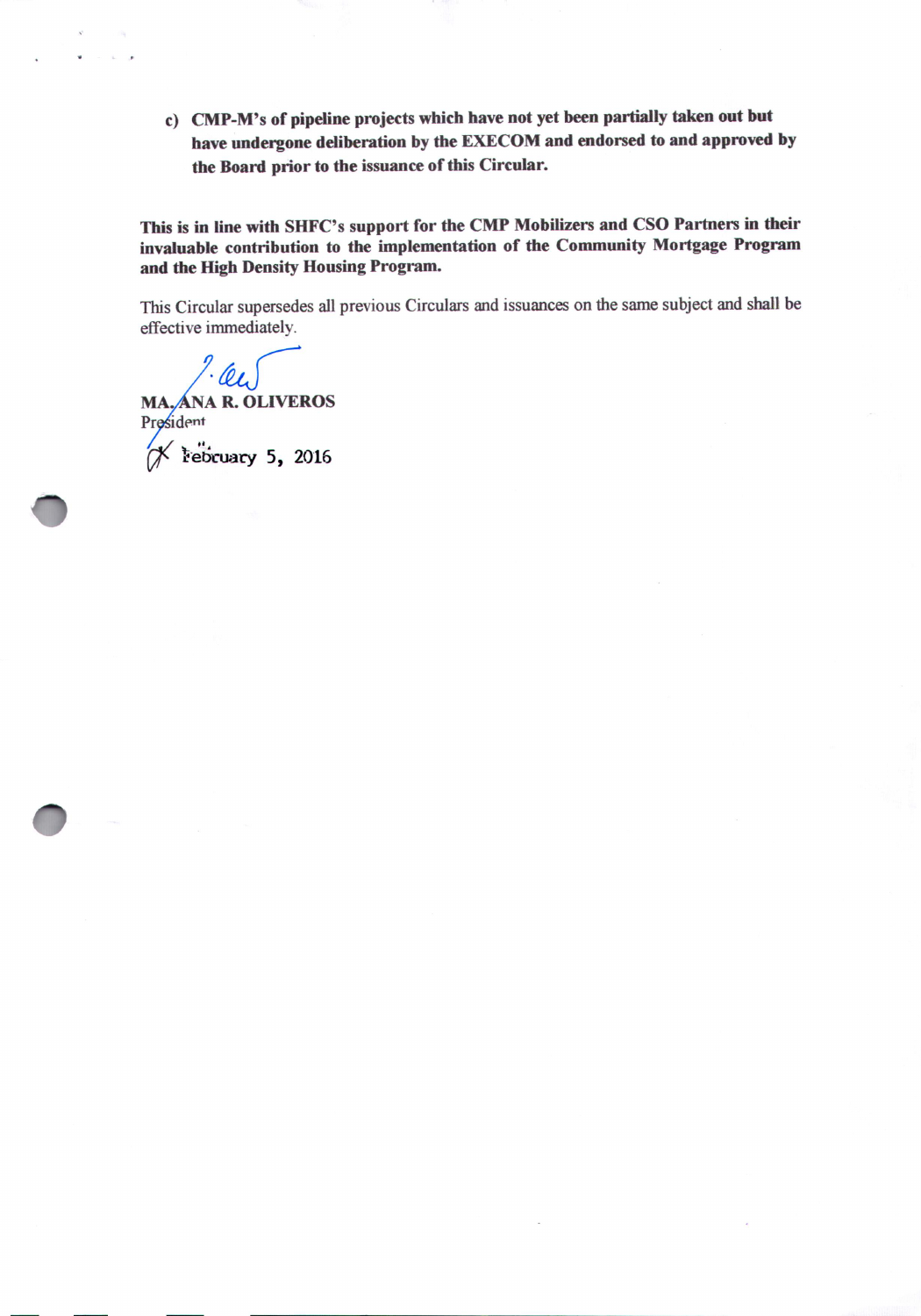c) **CMP-M's of pipeline projects which have not yet been partially taken out but have undergone deliberation by the EXECOM and endorsed to and approved by the Board prior to the issuance of this Circular.**

**This is in line with SHFC's support for the CMP Mobilizers and CSO Partners in their invaluable contribution to the implementation of the Community Mortgage Program and the High Density Housing Program.**

This Circular supersedes all previous Circulars and issuances on the same subject and shall be effective immediately.

**MA. ANA R. OLIVEROS**
President

February 5, 2016